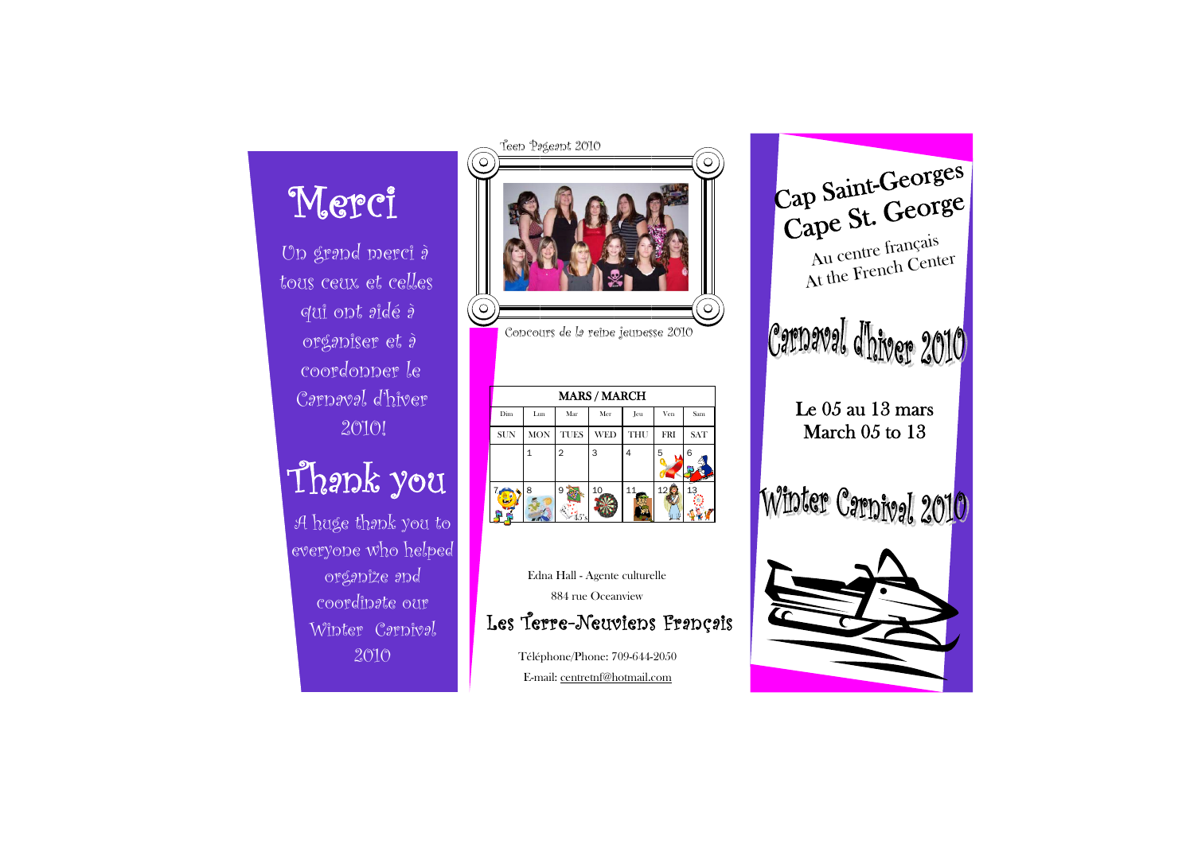# Merci

Un grand merci à tous ceux et celles qui ont aidé à organiser et à coordonner le Carnaval d'hiver 2010!

# Thank you

A huge thank you to everyone who helped organize and coordinate our Winter Carnival 2010

Teen Pageant 2010

Concours de la reine jeunesse 2010

| MARS / MARCH | | | | | | |
|---|---|---|---|---|---|---|
| Dim | Lun | Mar | Mer | Jeu | Ven | Sam |
| SUN | MON | TUES | WED | THU | FRI | SAT |
| | 1 | 2 | 3 | 4 | 5 | 6 |
| 7 | 8 | 9 | 10 | 11 | 12 | 13 |

Edna Hall - Agente culturelle

884 rue Oceanview

## Les Terre-Neuviens Français

Téléphone/Phone: 709-644-2050

E-mail: centretnf@hotmail.com

# Cap Saint-Georges
# Cape St. George

Au centre français

At the French Center

# Carnaval d'hiver 2010

Le 05 au 13 mars

March 05 to 13

# Winter Carnival 2010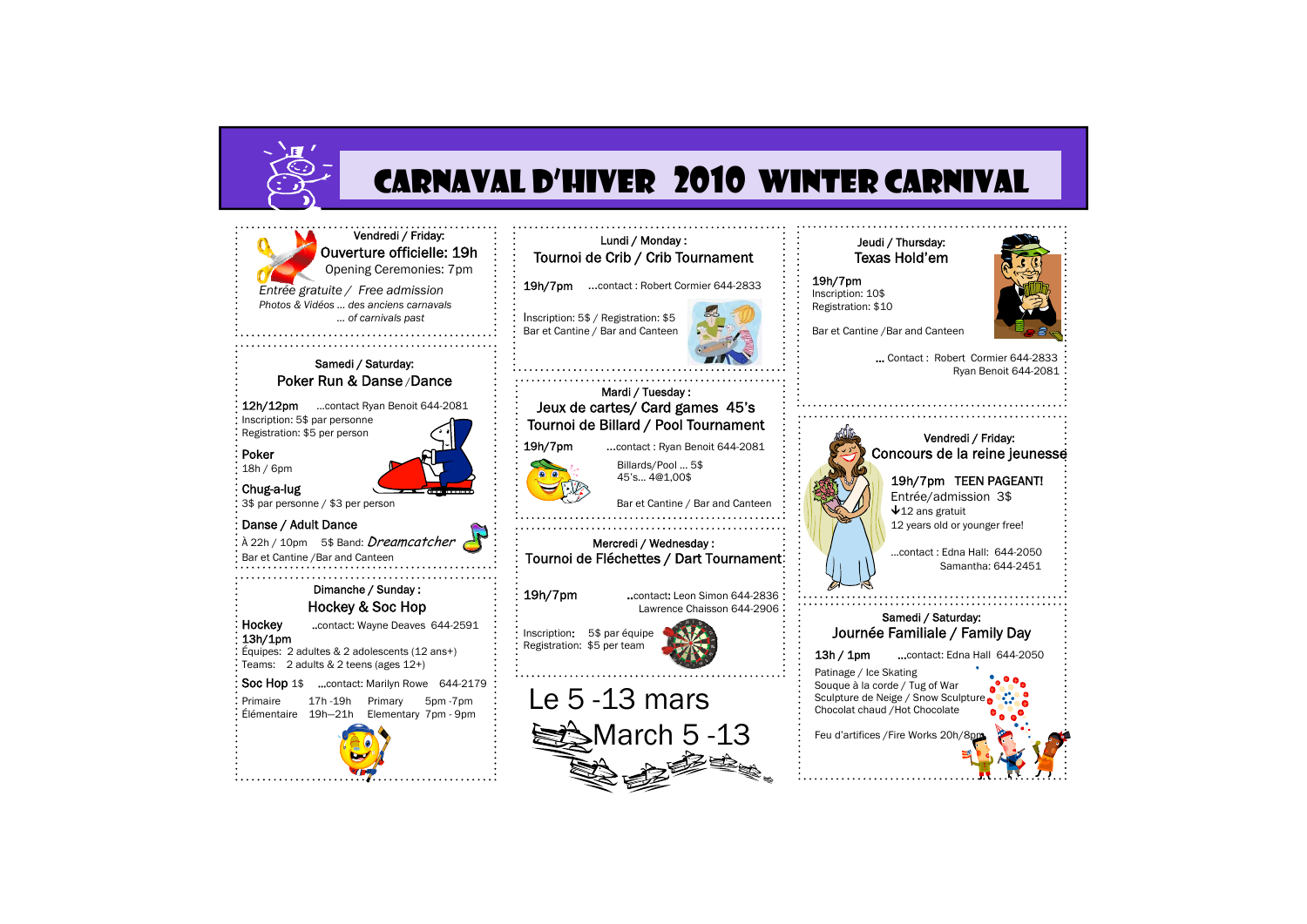# CARNAVAL D'HIVER 2010 WINTER CARNIVAL

## Vendredi / Friday:

### Ouverture officielle: 19h

Opening Ceremonies: 7pm

*Entrée gratuite / Free admission*

*Photos & Vidéos … des anciens carnavals … of carnivals past*

## Samedi / Saturday:

### Poker Run & Danse/Dance

**12h/12pm** …contact Ryan Benoit 644-2081

Inscription: 5$ par personne
Registration: $5 per person

**Poker**
18h / 6pm

**Chug-a-lug**
3$ par personne / $3 per person

**Danse / Adult Dance**
À 22h / 10pm 5$ Band: *Dreamcatcher*
Bar et Cantine /Bar and Canteen

## Dimanche / Sunday:

### Hockey & Soc Hop

**Hockey** ..contact: Wayne Deaves 644-2591
**13h/1pm**
Équipes: 2 adultes & 2 adolescents (12 ans+)
Teams: 2 adults & 2 teens (ages 12+)

**Soc Hop** 1$ …contact: Marilyn Rowe 644-2179

| | | | |
|---|---|---|---|
| Primaire | 17h -19h | Primary | 5pm -7pm |
| Élémentaire | 19h—21h | Elementary | 7pm - 9pm |

## Lundi / Monday:

### Tournoi de Crib / Crib Tournament

**19h/7pm** …contact : Robert Cormier 644-2833

Inscription: 5$ / Registration: $5
Bar et Cantine / Bar and Canteen

## Mardi / Tuesday:

### Jeux de cartes/ Card games 45's
### Tournoi de Billard / Pool Tournament

**19h/7pm** …contact : Ryan Benoit 644-2081

Billards/Pool … 5$
45's… 4@1,00$

Bar et Cantine / Bar and Canteen

## Mercredi / Wednesday:

### Tournoi de Fléchettes / Dart Tournament

**19h/7pm** ..contact: Leon Simon 644-2836
Lawrence Chaisson 644-2906

Inscription: 5$ par équipe
Registration: $5 per team

# Le 5 -13 mars
# March 5 -13

## Jeudi / Thursday:

### Texas Hold'em

**19h/7pm**
Inscription: 10$
Registration: $10

Bar et Cantine /Bar and Canteen

… Contact : Robert Cormier 644-2833
Ryan Benoit 644-2081

## Vendredi / Friday:

### Concours de la reine jeunesse

**19h/7pm TEEN PAGEANT!**
Entrée/admission 3$
↓12 ans gratuit
12 years old or younger free!

…contact : Edna Hall: 644-2050
Samantha: 644-2451

## Samedi / Saturday:

### Journée Familiale / Family Day

**13h / 1pm** …contact: Edna Hall 644-2050

Patinage / Ice Skating
Souque à la corde / Tug of War
Sculpture de Neige / Snow Sculpture
Chocolat chaud /Hot Chocolate

Feu d'artifices /Fire Works 20h/8pm